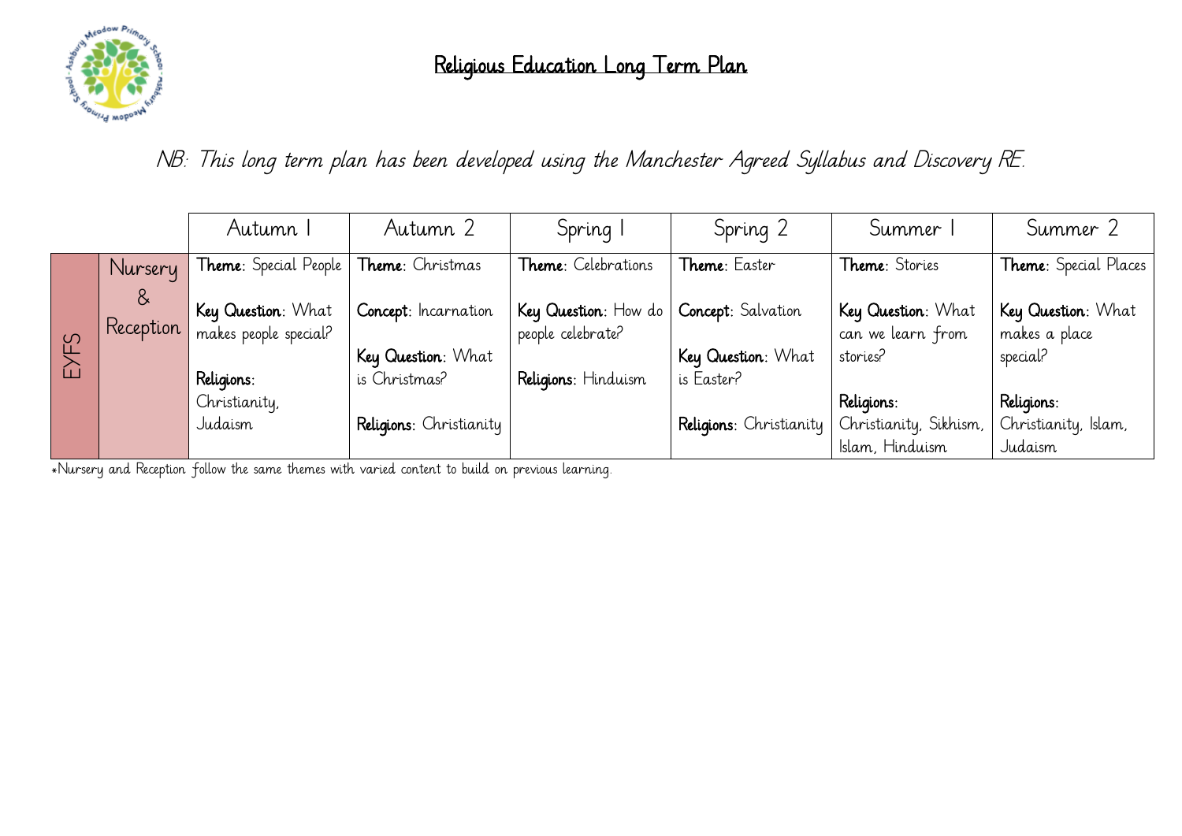# Religious Education Long Term Plan

*NB: This long term plan has been developed using the Manchester Agreed Syllabus and Discovery RE.*

| | | Autumn 1 | Autumn 2 | Spring 1 | Spring 2 | Summer 1 | Summer 2 |
|---|---|---|---|---|---|---|---|
| EYFS | Nursery & Reception | **Theme**: Special People<br><br>**Key Question**: What makes people special?<br><br>**Religions**: Christianity, Judaism | **Theme**: Christmas<br><br>**Concept**: Incarnation<br><br>**Key Question**: What is Christmas?<br><br>**Religions**: Christianity | **Theme**: Celebrations<br><br>**Key Question**: How do people celebrate?<br><br>**Religions**: Hinduism | **Theme**: Easter<br><br>**Concept**: Salvation<br><br>**Key Question**: What is Easter?<br><br>**Religions**: Christianity | **Theme**: Stories<br><br>**Key Question**: What can we learn from stories?<br><br>**Religions**: Christianity, Sikhism, Islam, Hinduism | **Theme**: Special Places<br><br>**Key Question**: What makes a place special?<br><br>**Religions**: Christianity, Islam, Judaism |

*Nursery and Reception follow the same themes with varied content to build on previous learning.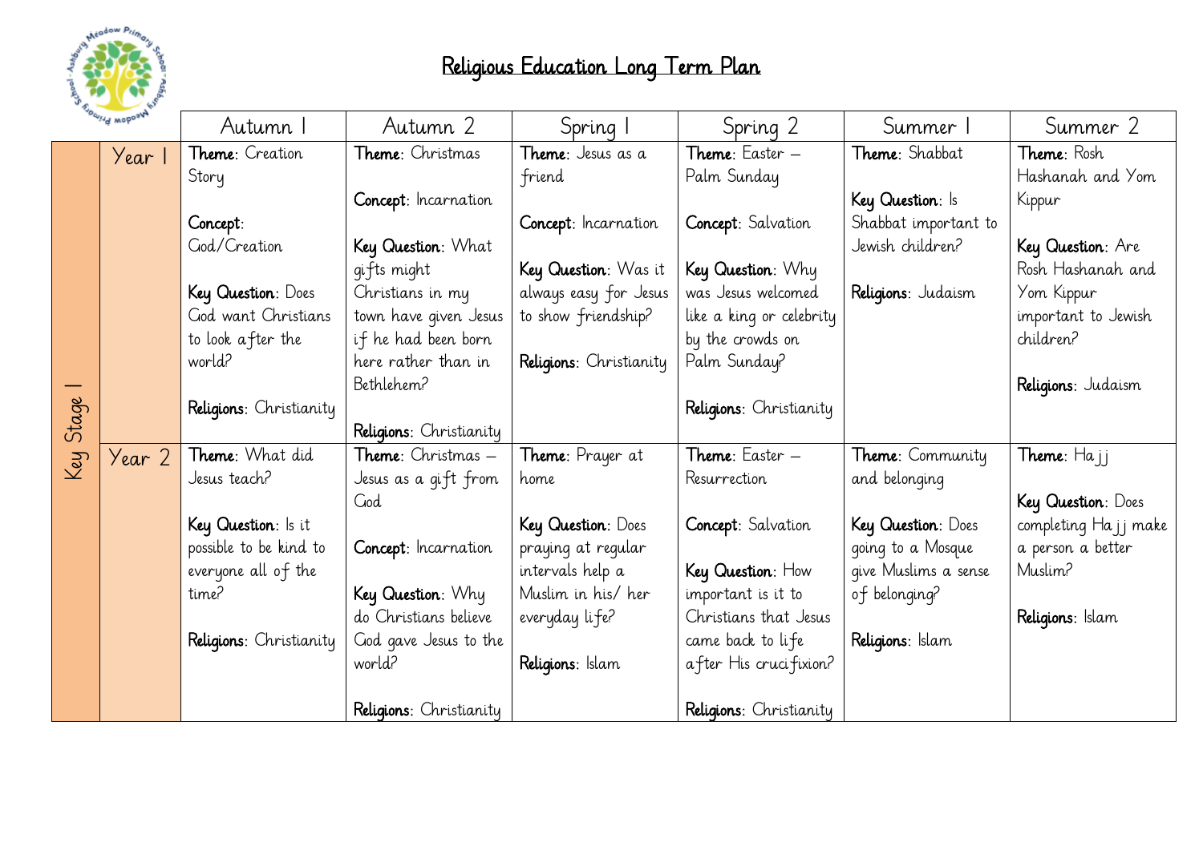# Religious Education Long Term Plan

| | | Autumn 1 | Autumn 2 | Spring 1 | Spring 2 | Summer 1 | Summer 2 |
|---|---|---|---|---|---|---|---|
| Key Stage 1 | Year 1 | **Theme**: Creation Story<br><br>**Concept**: God/Creation<br><br>**Key Question**: Does God want Christians to look after the world?<br><br>**Religions**: Christianity | **Theme**: Christmas<br><br>**Concept**: Incarnation<br><br>**Key Question**: What gifts might Christians in my town have given Jesus if he had been born here rather than in Bethlehem?<br><br>**Religions**: Christianity | **Theme**: Jesus as a friend<br><br>**Concept**: Incarnation<br><br>**Key Question**: Was it always easy for Jesus to show friendship?<br><br>**Religions**: Christianity | **Theme**: Easter – Palm Sunday<br><br>**Concept**: Salvation<br><br>**Key Question**: Why was Jesus welcomed like a king or celebrity by the crowds on Palm Sunday?<br><br>**Religions**: Christianity | **Theme**: Shabbat<br><br>**Key Question**: Is Shabbat important to Jewish children?<br><br>**Religions**: Judaism | **Theme**: Rosh Hashanah and Yom Kippur<br><br>**Key Question**: Are Rosh Hashanah and Yom Kippur important to Jewish children?<br><br>**Religions**: Judaism |
| | Year 2 | **Theme**: What did Jesus teach?<br><br>**Key Question**: Is it possible to be kind to everyone all of the time?<br><br>**Religions**: Christianity | **Theme**: Christmas – Jesus as a gift from God<br><br>**Concept**: Incarnation<br><br>**Key Question**: Why do Christians believe God gave Jesus to the world?<br><br>**Religions**: Christianity | **Theme**: Prayer at home<br><br>**Key Question**: Does praying at regular intervals help a Muslim in his/ her everyday life?<br><br>**Religions**: Islam | **Theme**: Easter – Resurrection<br><br>**Concept**: Salvation<br><br>**Key Question**: How important is it to Christians that Jesus came back to life after His crucifixion?<br><br>**Religions**: Christianity | **Theme**: Community and belonging<br><br>**Key Question**: Does going to a Mosque give Muslims a sense of belonging?<br><br>**Religions**: Islam | **Theme**: Hajj<br><br>**Key Question**: Does completing Hajj make a person a better Muslim?<br><br>**Religions**: Islam |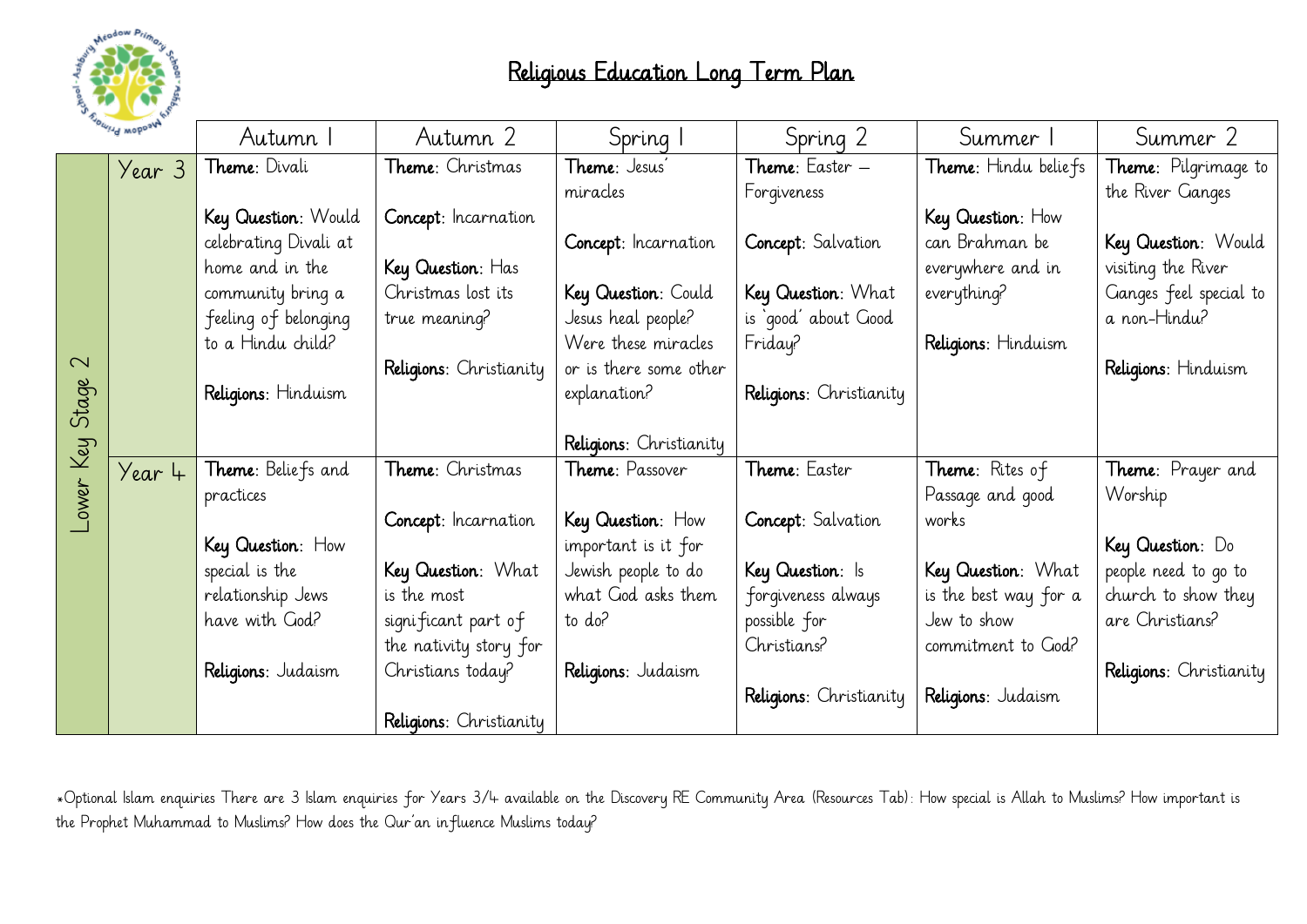# Religious Education Long Term Plan

| | | Autumn 1 | Autumn 2 | Spring 1 | Spring 2 | Summer 1 | Summer 2 |
|---|---|---|---|---|---|---|---|
| Lower Key Stage 2 | Year 3 | **Theme**: Divali<br><br>**Key Question**: Would celebrating Divali at home and in the community bring a feeling of belonging to a Hindu child?<br><br>**Religions**: Hinduism | **Theme**: Christmas<br><br>**Concept**: Incarnation<br><br>**Key Question**: Has Christmas lost its true meaning?<br><br>**Religions**: Christianity | **Theme**: Jesus' miracles<br><br>**Concept**: Incarnation<br><br>**Key Question**: Could Jesus heal people? Were these miracles or is there some other explanation?<br><br>**Religions**: Christianity | **Theme**: Easter – Forgiveness<br><br>**Concept**: Salvation<br><br>**Key Question**: What is 'good' about Good Friday?<br><br>**Religions**: Christianity | **Theme**: Hindu beliefs<br><br>**Key Question**: How can Brahman be everywhere and in everything?<br><br>**Religions**: Hinduism | **Theme**: Pilgrimage to the River Ganges<br><br>**Key Question**: Would visiting the River Ganges feel special to a non-Hindu?<br><br>**Religions**: Hinduism |
| | Year 4 | **Theme**: Beliefs and practices<br><br>**Key Question**: How special is the relationship Jews have with God?<br><br>**Religions**: Judaism | **Theme**: Christmas<br><br>**Concept**: Incarnation<br><br>**Key Question**: What is the most significant part of the nativity story for Christians today?<br><br>**Religions**: Christianity | **Theme**: Passover<br><br>**Key Question**: How important is it for Jewish people to do what God asks them to do?<br><br>**Religions**: Judaism | **Theme**: Easter<br><br>**Concept**: Salvation<br><br>**Key Question**: Is forgiveness always possible for Christians?<br><br>**Religions**: Christianity | **Theme**: Rites of Passage and good works<br><br>**Key Question**: What is the best way for a Jew to show commitment to God?<br><br>**Religions**: Judaism | **Theme**: Prayer and Worship<br><br>**Key Question**: Do people need to go to church to show they are Christians?<br><br>**Religions**: Christianity |

*Optional Islam enquiries There are 3 Islam enquiries for Years 3/4 available on the Discovery RE Community Area (Resources Tab): How special is Allah to Muslims? How important is the Prophet Muhammad to Muslims? How does the Qur'an influence Muslims today?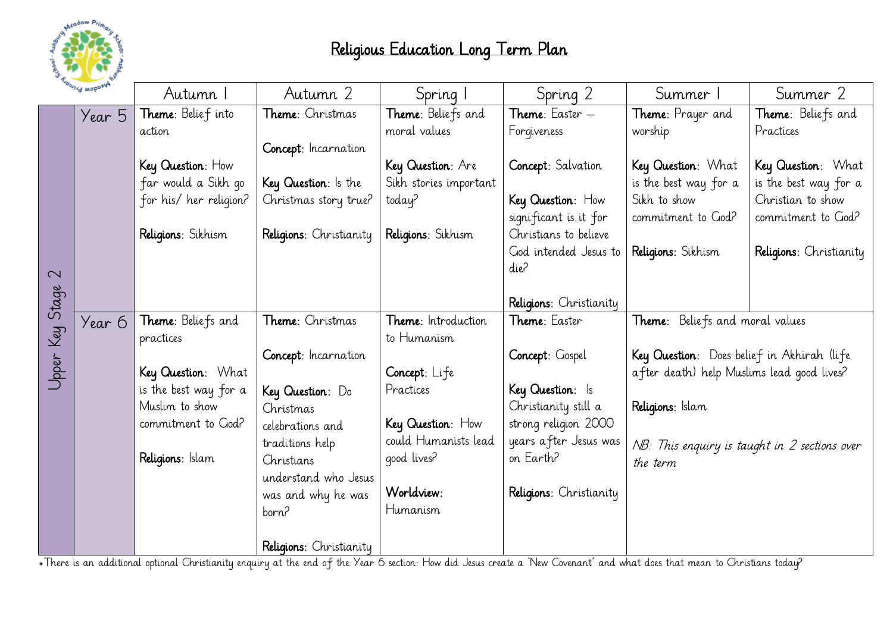# Religious Education Long Term Plan

| | | Autumn 1 | Autumn 2 | Spring 1 | Spring 2 | Summer 1 | Summer 2 |
|---|---|---|---|---|---|---|---|
| Upper Key Stage 2 | Year 5 | **Theme**: Belief into action<br><br>**Key Question**: How far would a Sikh go for his/ her religion?<br><br>**Religions**: Sikhism | **Theme**: Christmas<br><br>**Concept**: Incarnation<br><br>**Key Question**: Is the Christmas story true?<br><br>**Religions**: Christianity | **Theme**: Beliefs and moral values<br><br>**Key Question**: Are Sikh stories important today?<br><br>**Religions**: Sikhism | **Theme**: Easter – Forgiveness<br><br>**Concept**: Salvation<br><br>**Key Question**: How significant is it for Christians to believe God intended Jesus to die?<br><br>**Religions**: Christianity | **Theme**: Prayer and worship<br><br>**Key Question**: What is the best way for a Sikh to show commitment to God?<br><br>**Religions**: Sikhism | **Theme**: Beliefs and Practices<br><br>**Key Question**: What is the best way for a Christian to show commitment to God?<br><br>**Religions**: Christianity |
| | Year 6 | **Theme**: Beliefs and practices<br><br>**Key Question**: What is the best way for a Muslim to show commitment to God?<br><br>**Religions**: Islam | **Theme**: Christmas<br><br>**Concept**: Incarnation<br><br>**Key Question**: Do Christmas celebrations and traditions help Christians understand who Jesus was and why he was born?<br><br>**Religions**: Christianity | **Theme**: Introduction to Humanism<br><br>**Concept**: Life Practices<br><br>**Key Question**: How could Humanists lead good lives?<br><br>**Worldview**: Humanism | **Theme**: Easter<br><br>**Concept**: Gospel<br><br>**Key Question**: Is Christianity still a strong religion 2000 years after Jesus was on Earth?<br><br>**Religions**: Christianity | **Theme**: Beliefs and moral values<br><br>**Key Question**: Does belief in Akhirah (life after death) help Muslims lead good lives?<br><br>**Religions**: Islam<br><br>*NB: This enquiry is taught in 2 sections over the term* | |

*There is an additional optional Christianity enquiry at the end of the Year 6 section: How did Jesus create a 'New Covenant' and what does that mean to Christians today?